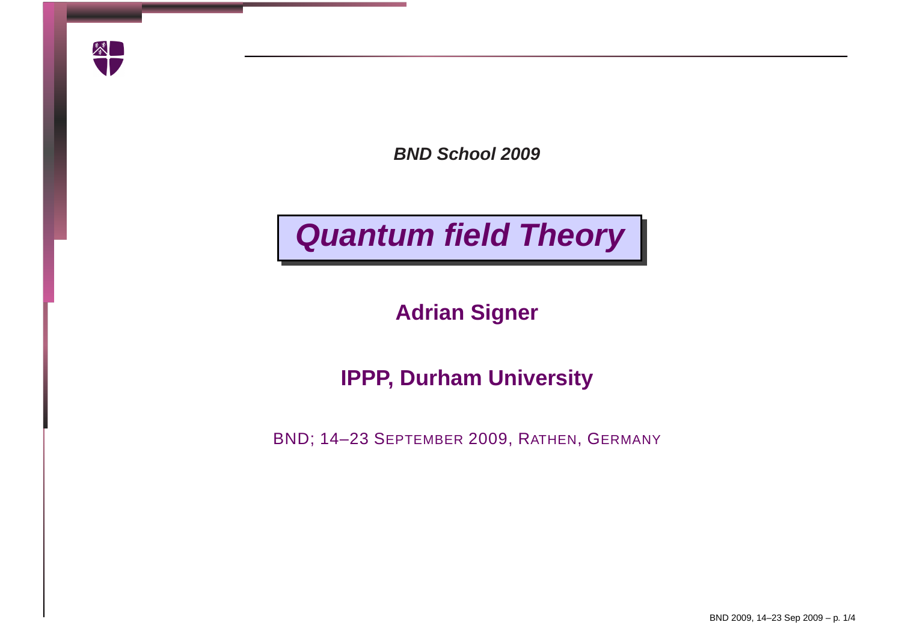***BND School 2009***

# *Quantum field Theory*

**Adrian Signer**

**IPPP, Durham University**

BND; 14–23 SEPTEMBER 2009, RATHEN, GERMANY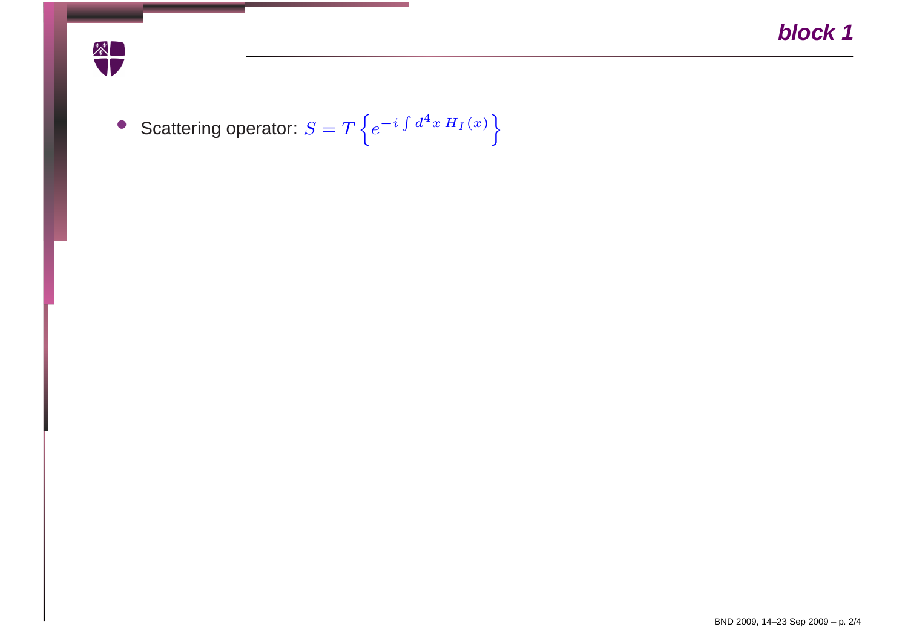## block 1

- Scattering operator: $S = T\left\{e^{-i\int d^4x\, H_I(x)}\right\}$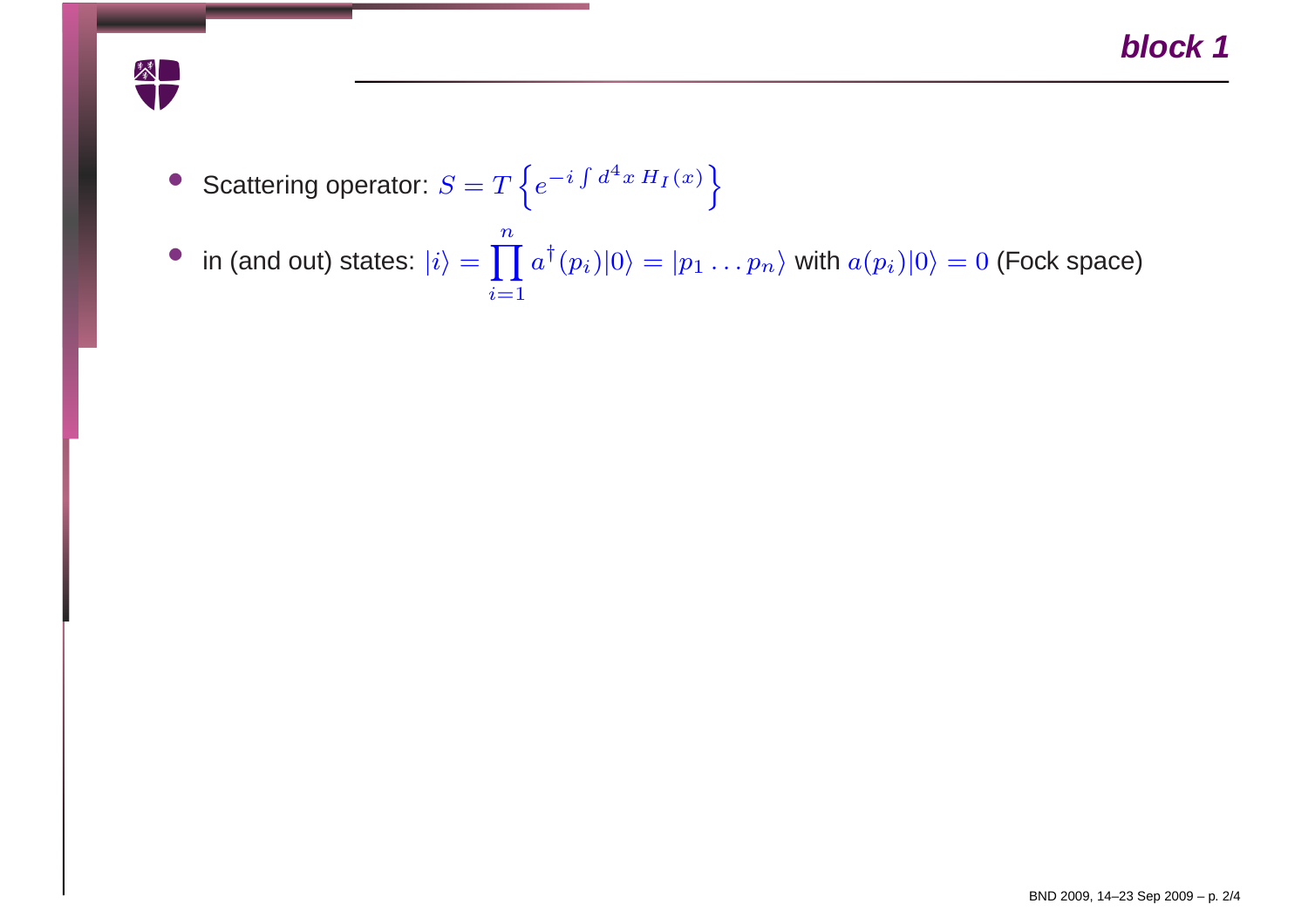## block 1

- Scattering operator: $S = T\left\{e^{-i\int d^4x\, H_I(x)}\right\}$
- in (and out) states: $|i\rangle = \prod_{i=1}^{n} a^\dagger(p_i)|0\rangle = |p_1 \ldots p_n\rangle$ with $a(p_i)|0\rangle = 0$ (Fock space)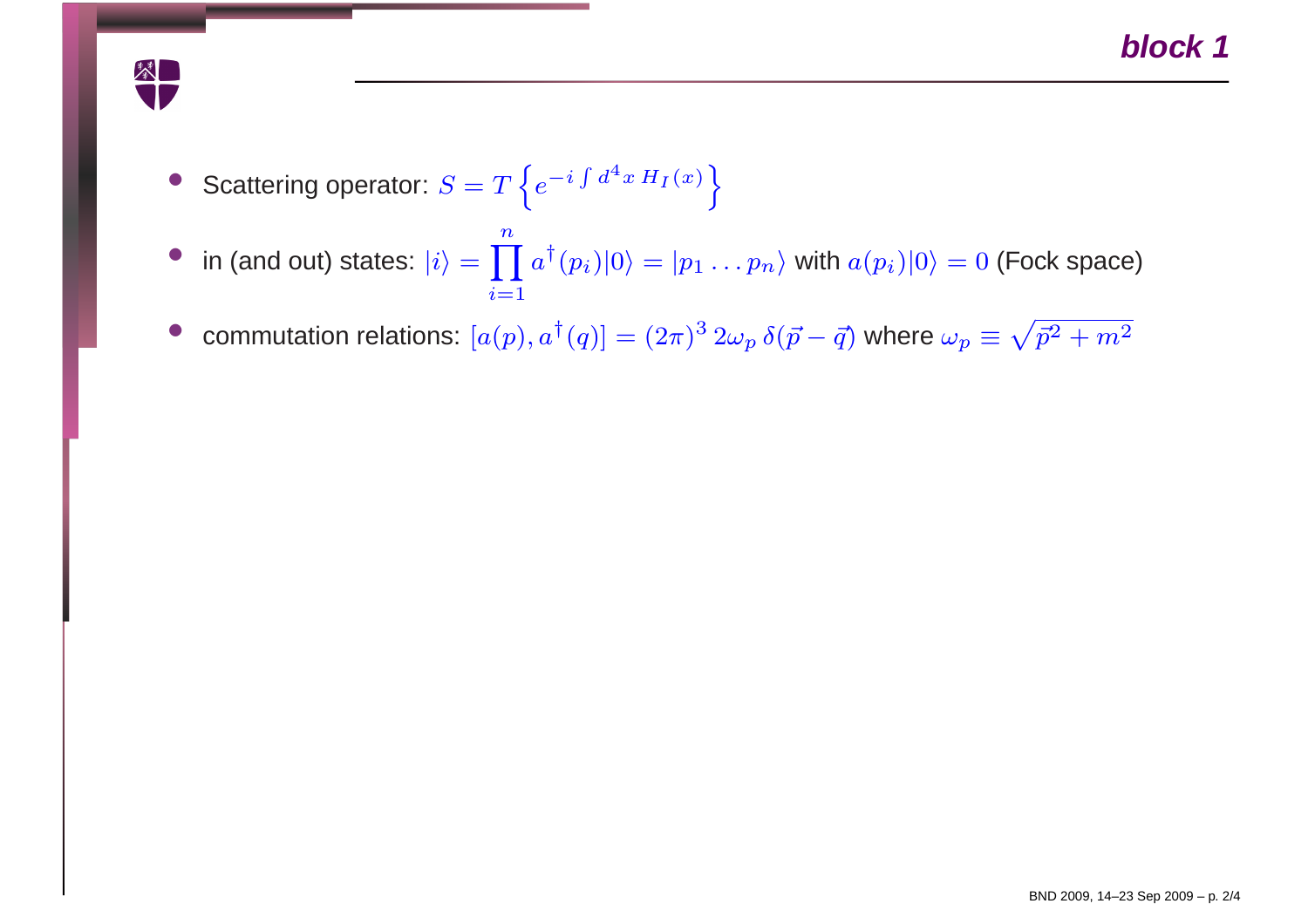## block 1

- Scattering operator: $S = T\left\{e^{-i\int d^4x\, H_I(x)}\right\}$
- in (and out) states: $|i\rangle = \prod_{i=1}^{n} a^\dagger(p_i)|0\rangle = |p_1 \ldots p_n\rangle$ with $a(p_i)|0\rangle = 0$ (Fock space)
- commutation relations: $[a(p), a^\dagger(q)] = (2\pi)^3\, 2\omega_p\, \delta(\vec{p} - \vec{q})$ where $\omega_p \equiv \sqrt{\vec{p}^2 + m^2}$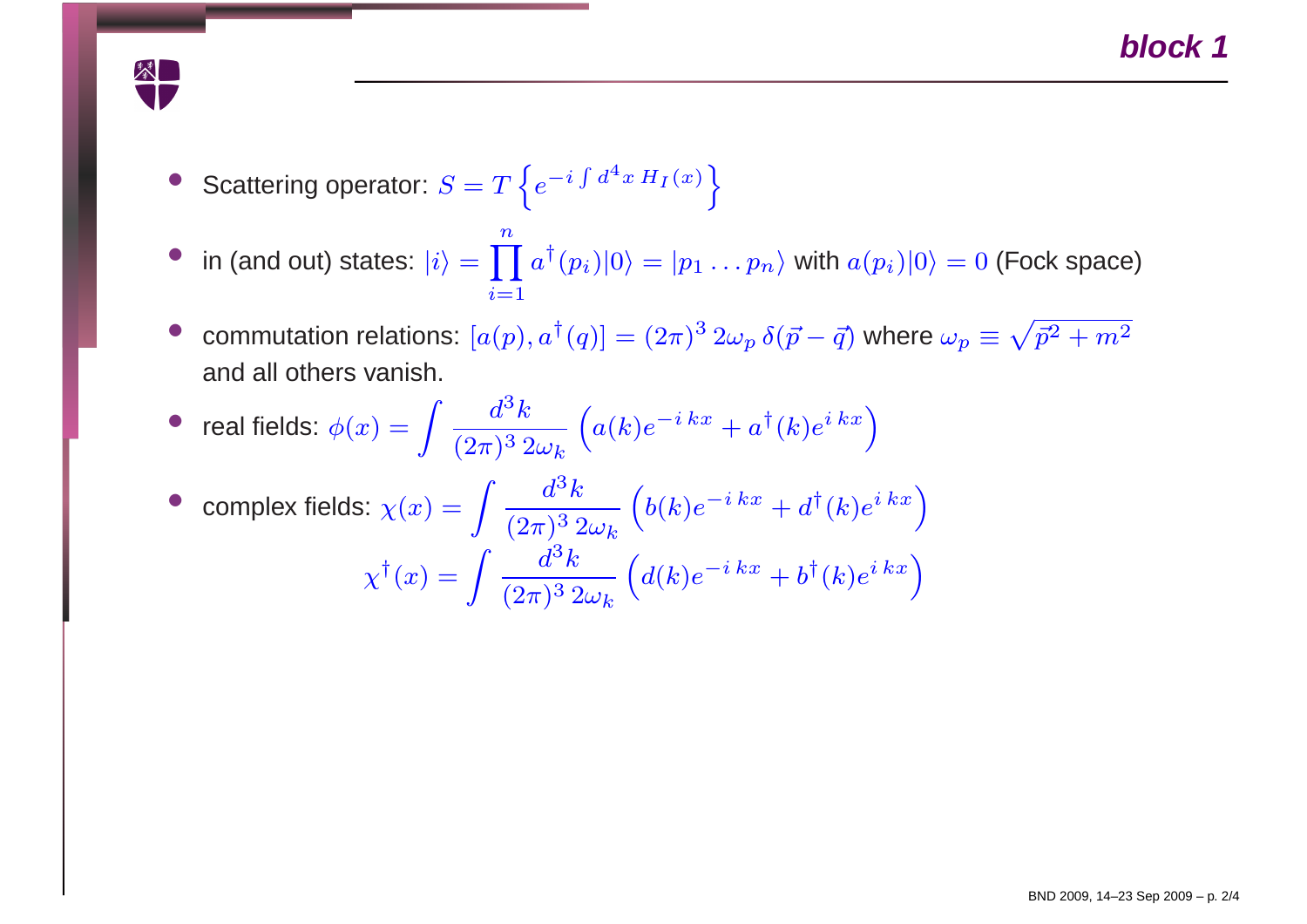# block 1

- Scattering operator: $S = T\left\{e^{-i\int d^4x\, H_I(x)}\right\}$
- in (and out) states: $|i\rangle = \prod_{i=1}^{n} a^\dagger(p_i)|0\rangle = |p_1 \ldots p_n\rangle$ with $a(p_i)|0\rangle = 0$ (Fock space)
- commutation relations: $[a(p), a^\dagger(q)] = (2\pi)^3\, 2\omega_p\, \delta(\vec{p} - \vec{q})$ where $\omega_p \equiv \sqrt{\vec{p}^2 + m^2}$ and all others vanish.
- real fields: $\phi(x) = \int \frac{d^3k}{(2\pi)^3\, 2\omega_k}\left(a(k)e^{-i\,kx} + a^\dagger(k)e^{i\,kx}\right)$
- complex fields: $\chi(x) = \int \frac{d^3k}{(2\pi)^3\, 2\omega_k}\left(b(k)e^{-i\,kx} + d^\dagger(k)e^{i\,kx}\right)$

$$\chi^\dagger(x) = \int \frac{d^3k}{(2\pi)^3\, 2\omega_k}\left(d(k)e^{-i\,kx} + b^\dagger(k)e^{i\,kx}\right)$$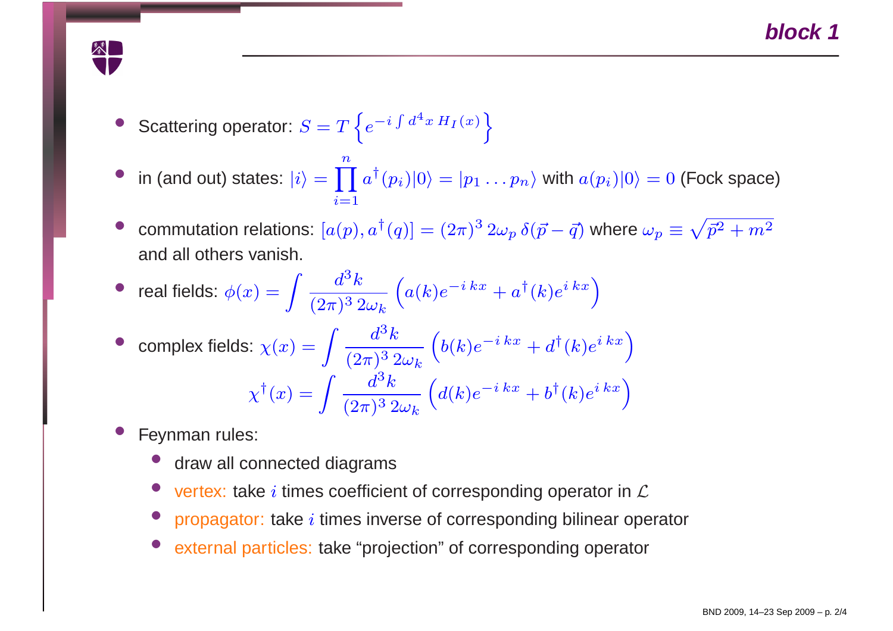## block 1

- Scattering operator: $S = T\left\{e^{-i\int d^4x\, H_I(x)}\right\}$
- in (and out) states: $|i\rangle = \prod_{i=1}^{n} a^\dagger(p_i)|0\rangle = |p_1 \ldots p_n\rangle$ with $a(p_i)|0\rangle = 0$ (Fock space)
- commutation relations: $[a(p), a^\dagger(q)] = (2\pi)^3\, 2\omega_p\, \delta(\vec{p}-\vec{q})$ where $\omega_p \equiv \sqrt{\vec{p}^2 + m^2}$ and all others vanish.
- real fields: $\phi(x) = \int \frac{d^3k}{(2\pi)^3\, 2\omega_k}\left(a(k)e^{-i\,kx} + a^\dagger(k)e^{i\,kx}\right)$
- complex fields: $\chi(x) = \int \frac{d^3k}{(2\pi)^3\, 2\omega_k}\left(b(k)e^{-i\,kx} + d^\dagger(k)e^{i\,kx}\right)$

$$\chi^\dagger(x) = \int \frac{d^3k}{(2\pi)^3\, 2\omega_k}\left(d(k)e^{-i\,kx} + b^\dagger(k)e^{i\,kx}\right)$$

- Feynman rules:
  - draw all connected diagrams
  - vertex: take $i$ times coefficient of corresponding operator in $\mathcal{L}$
  - propagator: take $i$ times inverse of corresponding bilinear operator
  - external particles: take “projection” of corresponding operator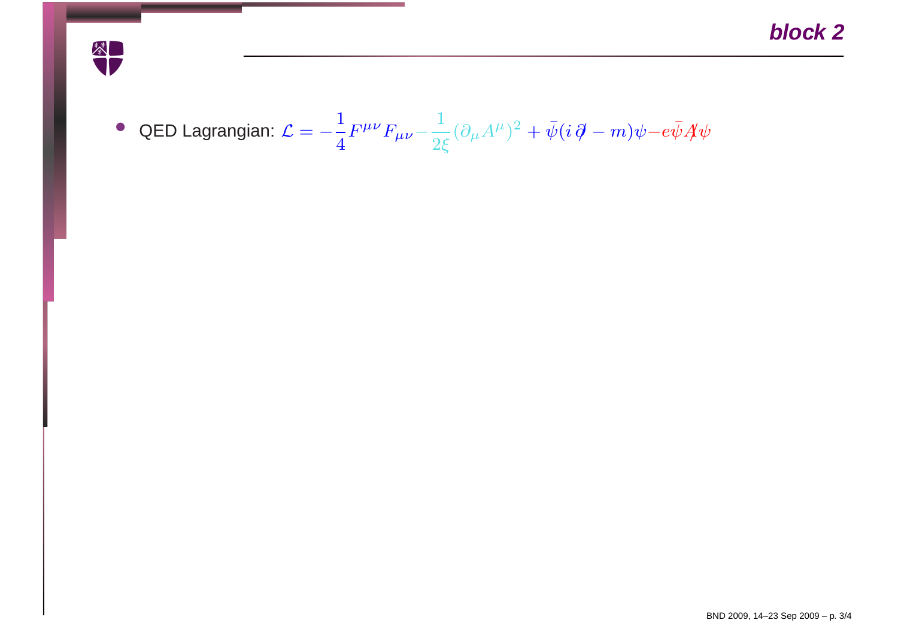## block 2

- QED Lagrangian: $\mathcal{L} = -\frac{1}{4}F^{\mu\nu}F_{\mu\nu} - \frac{1}{2\xi}(\partial_\mu A^\mu)^2 + \bar{\psi}(i\,\partial\!\!\!/ - m)\psi - e\bar{\psi}A\!\!\!/\psi$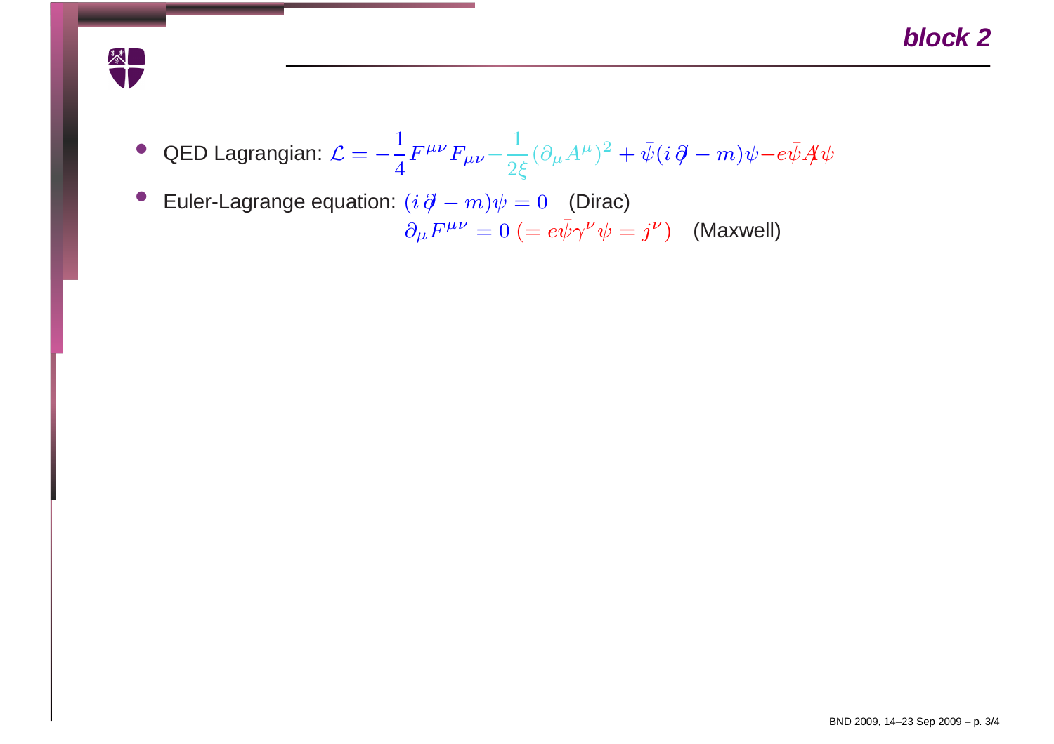## block 2

- QED Lagrangian: $\mathcal{L} = -\frac{1}{4}F^{\mu\nu}F_{\mu\nu} - \frac{1}{2\xi}(\partial_\mu A^\mu)^2 + \bar{\psi}(i\,\partial\!\!\!/ - m)\psi - e\bar{\psi}A\!\!\!/\psi$
- Euler-Lagrange equation: $(i\,\partial\!\!\!/ - m)\psi = 0$ (Dirac)

  $\partial_\mu F^{\mu\nu} = 0 \; (= e\bar{\psi}\gamma^\nu\psi = j^\nu)$ (Maxwell)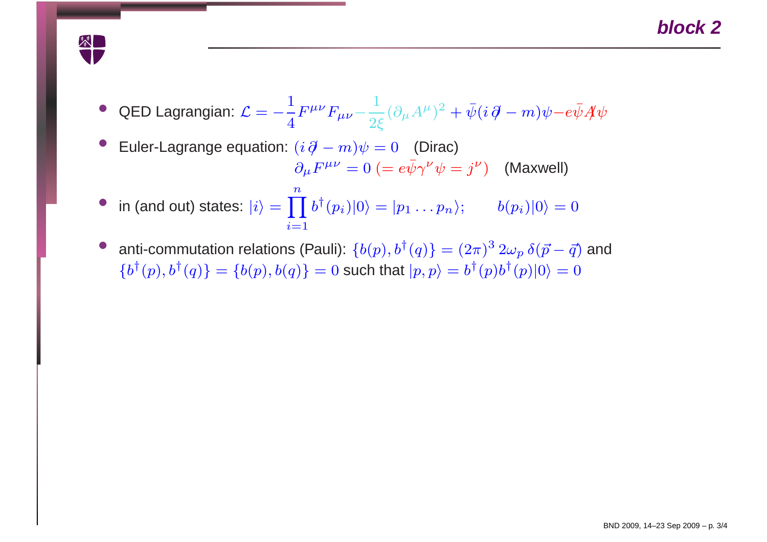## block 2

- QED Lagrangian: $\mathcal{L} = -\frac{1}{4}F^{\mu\nu}F_{\mu\nu} - \frac{1}{2\xi}(\partial_\mu A^\mu)^2 + \bar{\psi}(i\,\partial\!\!\!/ - m)\psi - e\bar{\psi}A\!\!\!/\psi$
- Euler-Lagrange equation: $(i\,\partial\!\!\!/ - m)\psi = 0$ (Dirac)
  $\partial_\mu F^{\mu\nu} = 0 \; (= e\bar{\psi}\gamma^\nu\psi = j^\nu)$ (Maxwell)
- in (and out) states: $|i\rangle = \prod_{i=1}^{n} b^\dagger(p_i)|0\rangle = |p_1 \ldots p_n\rangle; \qquad b(p_i)|0\rangle = 0$
- anti-commutation relations (Pauli): $\{b(p), b^\dagger(q)\} = (2\pi)^3\, 2\omega_p\, \delta(\vec{p} - \vec{q})$ and $\{b^\dagger(p), b^\dagger(q)\} = \{b(p), b(q)\} = 0$ such that $|p,p\rangle = b^\dagger(p)b^\dagger(p)|0\rangle = 0$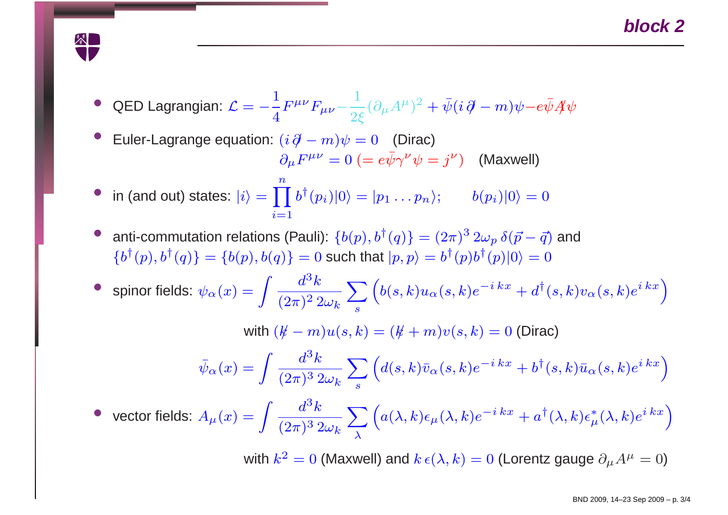## block 2

- QED Lagrangian: $\mathcal{L} = -\frac{1}{4}F^{\mu\nu}F_{\mu\nu} - \frac{1}{2\xi}(\partial_\mu A^\mu)^2 + \bar{\psi}(i\,\partial\!\!\!/ - m)\psi - e\bar{\psi}A\!\!\!/\psi$
- Euler-Lagrange equation: $(i\,\partial\!\!\!/ - m)\psi = 0$ (Dirac)
  $\partial_\mu F^{\mu\nu} = 0 \; (= e\bar{\psi}\gamma^\nu\psi = j^\nu)$ (Maxwell)
- in (and out) states: $|i\rangle = \prod_{i=1}^{n} b^\dagger(p_i)|0\rangle = |p_1 \dots p_n\rangle; \qquad b(p_i)|0\rangle = 0$
- anti-commutation relations (Pauli): $\{b(p), b^\dagger(q)\} = (2\pi)^3\, 2\omega_p\, \delta(\vec{p} - \vec{q})$ and $\{b^\dagger(p), b^\dagger(q)\} = \{b(p), b(q)\} = 0$ such that $|p, p\rangle = b^\dagger(p)b^\dagger(p)|0\rangle = 0$
- spinor fields: $\psi_\alpha(x) = \int \frac{d^3k}{(2\pi)^2\, 2\omega_k} \sum_s \left( b(s,k)u_\alpha(s,k)e^{-i\,kx} + d^\dagger(s,k)v_\alpha(s,k)e^{i\,kx} \right)$

  with $(k\!\!\!/ - m)u(s,k) = (k\!\!\!/ + m)v(s,k) = 0$ (Dirac)

  $$\bar{\psi}_\alpha(x) = \int \frac{d^3k}{(2\pi)^3\, 2\omega_k} \sum_s \left( d(s,k)\bar{v}_\alpha(s,k)e^{-i\,kx} + b^\dagger(s,k)\bar{u}_\alpha(s,k)e^{i\,kx} \right)$$

- vector fields: $A_\mu(x) = \int \frac{d^3k}{(2\pi)^3\, 2\omega_k} \sum_\lambda \left( a(\lambda,k)\epsilon_\mu(\lambda,k)e^{-i\,kx} + a^\dagger(\lambda,k)\epsilon^*_\mu(\lambda,k)e^{i\,kx} \right)$

  with $k^2 = 0$ (Maxwell) and $k\,\epsilon(\lambda,k) = 0$ (Lorentz gauge $\partial_\mu A^\mu = 0$)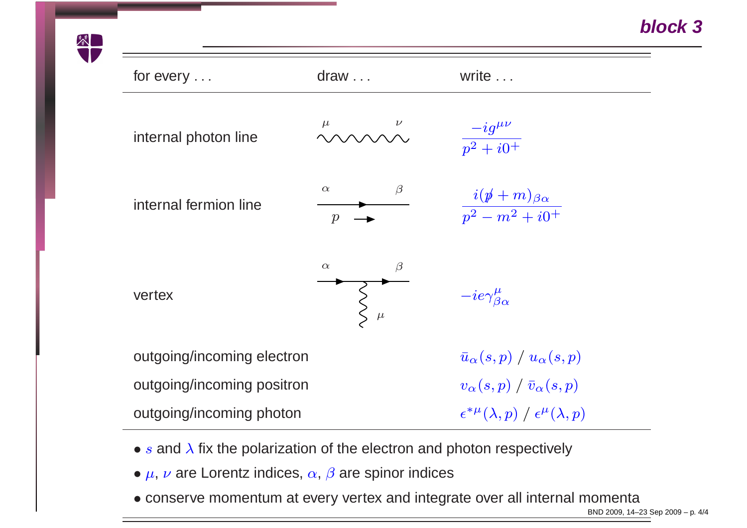## block 3

| for every ... | draw ... | write ... |
| --- | --- | --- |
| internal photon line | $\mu$ ∿∿∿ $\nu$ | $\dfrac{-ig^{\mu\nu}}{p^2 + i0^+}$ |
| internal fermion line | $\alpha$ → $\beta$, $p$ → | $\dfrac{i(\not{p} + m)_{\beta\alpha}}{p^2 - m^2 + i0^+}$ |
| vertex | $\alpha$, $\beta$, $\mu$ | $-ie\gamma^{\mu}_{\beta\alpha}$ |
| outgoing/incoming electron | | $\bar{u}_\alpha(s,p)$ / $u_\alpha(s,p)$ |
| outgoing/incoming positron | | $v_\alpha(s,p)$ / $\bar{v}_\alpha(s,p)$ |
| outgoing/incoming photon | | $\epsilon^{*\mu}(\lambda,p)$ / $\epsilon^{\mu}(\lambda,p)$ |

- $s$ and $\lambda$ fix the polarization of the electron and photon respectively
- $\mu$, $\nu$ are Lorentz indices, $\alpha$, $\beta$ are spinor indices
- conserve momentum at every vertex and integrate over all internal momenta